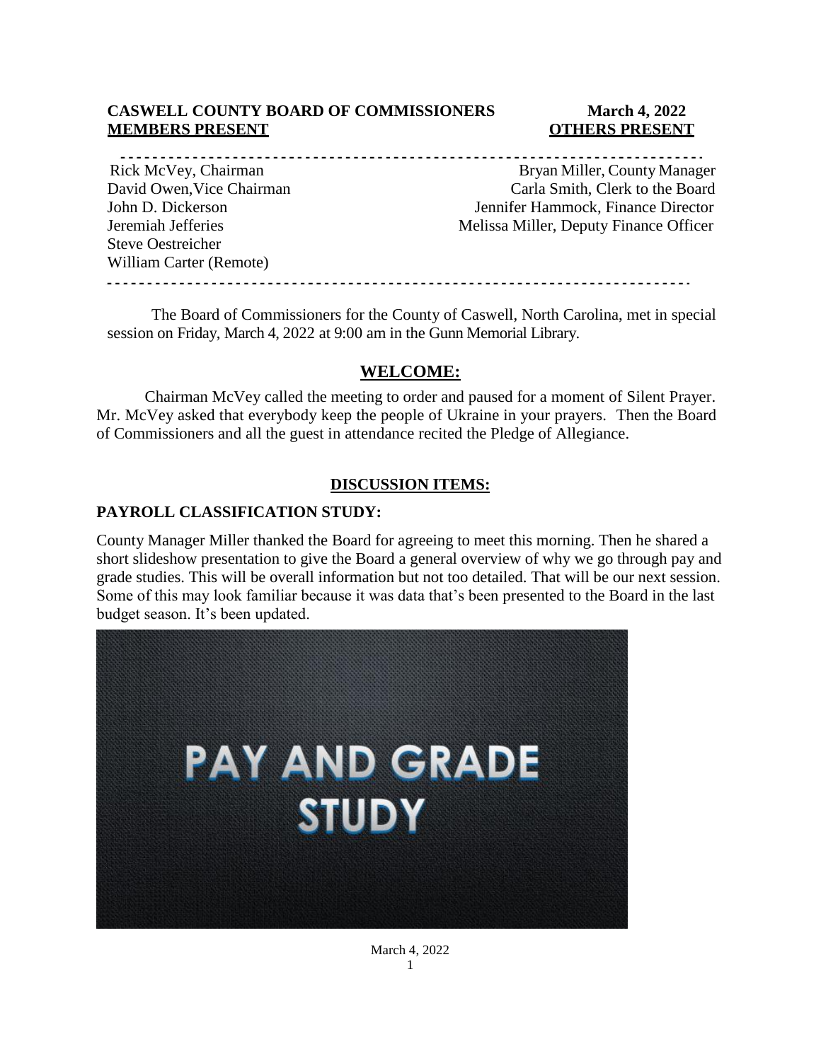**CASWELL COUNTY BOARD OF COMMISSIONERS** **March 4, 2022**

| **MEMBERS PRESENT** | **OTHERS PRESENT** |
| --- | --- |
| Rick McVey, Chairman | Bryan Miller, County Manager |
| David Owen, Vice Chairman | Carla Smith, Clerk to the Board |
| John D. Dickerson | Jennifer Hammock, Finance Director |
| Jeremiah Jefferies | Melissa Miller, Deputy Finance Officer |
| Steve Oestreicher | |
| William Carter (Remote) | |

The Board of Commissioners for the County of Caswell, North Carolina, met in special session on Friday, March 4, 2022 at 9:00 am in the Gunn Memorial Library.

## WELCOME:

Chairman McVey called the meeting to order and paused for a moment of Silent Prayer. Mr. McVey asked that everybody keep the people of Ukraine in your prayers. Then the Board of Commissioners and all the guest in attendance recited the Pledge of Allegiance.

## DISCUSSION ITEMS:

### PAYROLL CLASSIFICATION STUDY:

County Manager Miller thanked the Board for agreeing to meet this morning. Then he shared a short slideshow presentation to give the Board a general overview of why we go through pay and grade studies. This will be overall information but not too detailed. That will be our next session. Some of this may look familiar because it was data that's been presented to the Board in the last budget season. It's been updated.

PAY AND GRADE STUDY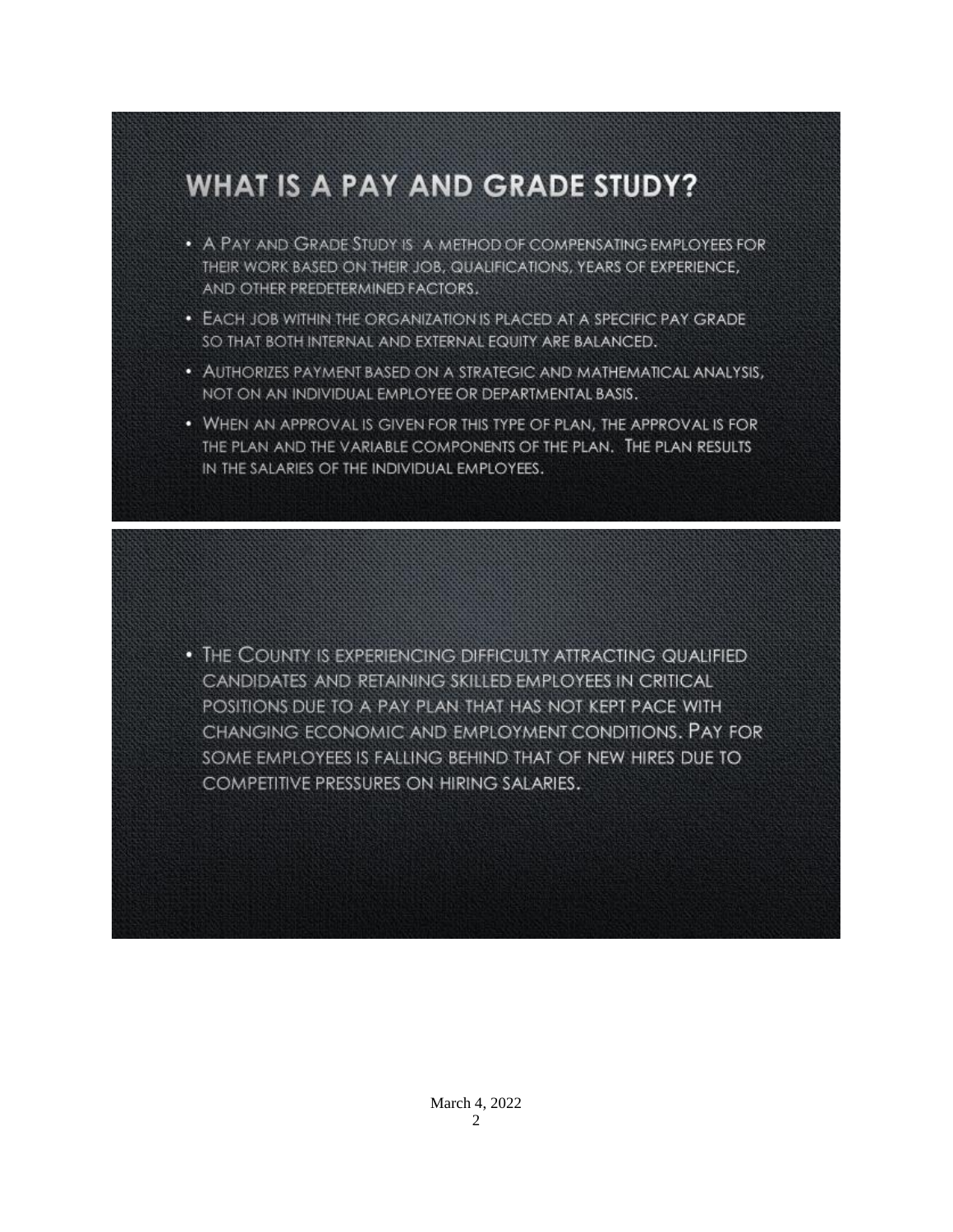# WHAT IS A PAY AND GRADE STUDY?

- A Pay and Grade Study is a method of compensating employees for their work based on their job, qualifications, years of experience, and other predetermined factors.
- Each job within the organization is placed at a specific pay grade so that both internal and external equity are balanced.
- Authorizes payment based on a strategic and mathematical analysis, not on an individual employee or departmental basis.
- When an approval is given for this type of plan, the approval is for the plan and the variable components of the plan. The plan results in the salaries of the individual employees.

- The County is experiencing difficulty attracting qualified candidates and retaining skilled employees in critical positions due to a pay plan that has not kept pace with changing economic and employment conditions. Pay for some employees is falling behind that of new hires due to competitive pressures on hiring salaries.

March 4, 2022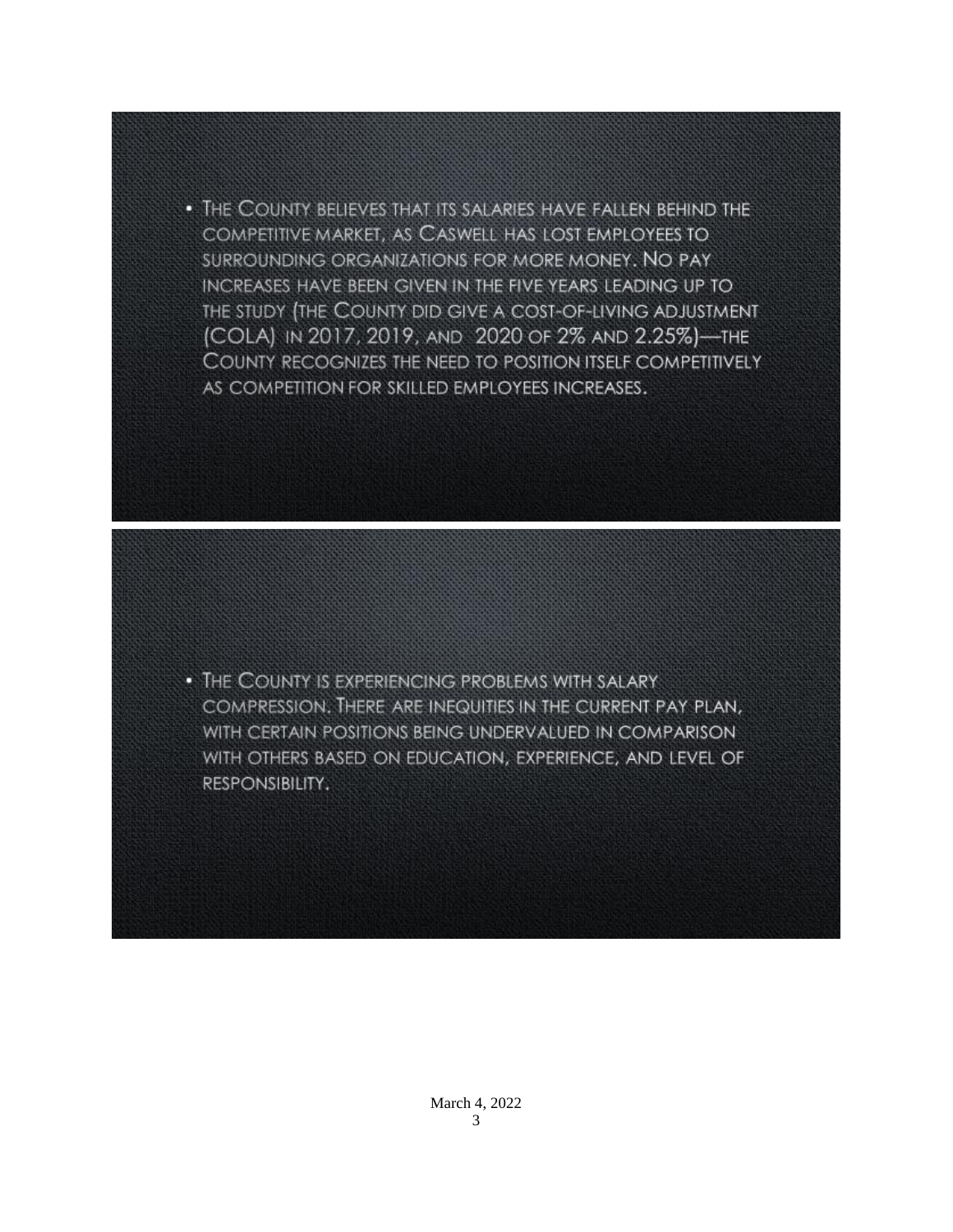- The County believes that its salaries have fallen behind the competitive market, as Caswell has lost employees to surrounding organizations for more money. No pay increases have been given in the five years leading up to the study (the County did give a cost-of-living adjustment (COLA) in 2017, 2019, and 2020 of 2% and 2.25%)—the County recognizes the need to position itself competitively as competition for skilled employees increases.

- The County is experiencing problems with salary compression. There are inequities in the current pay plan, with certain positions being undervalued in comparison with others based on education, experience, and level of responsibility.

March 4, 2022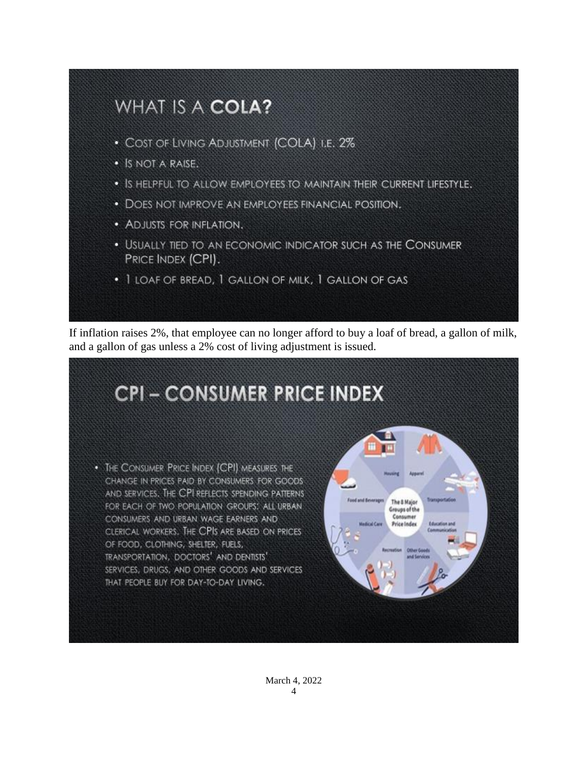## WHAT IS A **COLA?**

- Cost of Living Adjustment (COLA) i.e. 2%
- Is not a raise.
- Is helpful to allow employees to maintain their current lifestyle.
- Does not improve an employees financial position.
- Adjusts for inflation.
- Usually tied to an economic indicator such as the Consumer Price Index (CPI).
- 1 loaf of bread, 1 gallon of milk, 1 gallon of gas

If inflation raises 2%, that employee can no longer afford to buy a loaf of bread, a gallon of milk, and a gallon of gas unless a 2% cost of living adjustment is issued.

## CPI – CONSUMER PRICE INDEX

- The Consumer Price Index (CPI) measures the change in prices paid by consumers for goods and services. The CPI reflects spending patterns for each of two population groups: all urban consumers and urban wage earners and clerical workers. The CPIs are based on prices of food, clothing, shelter, fuels, transportation, doctors' and dentists' services, drugs, and other goods and services that people buy for day-to-day living.

The 8 Major Groups of the Consumer Price Index: Housing, Apparel, Transportation, Education and Communication, Other Goods and Services, Recreation, Medical Care, Food and Beverages

March 4, 2022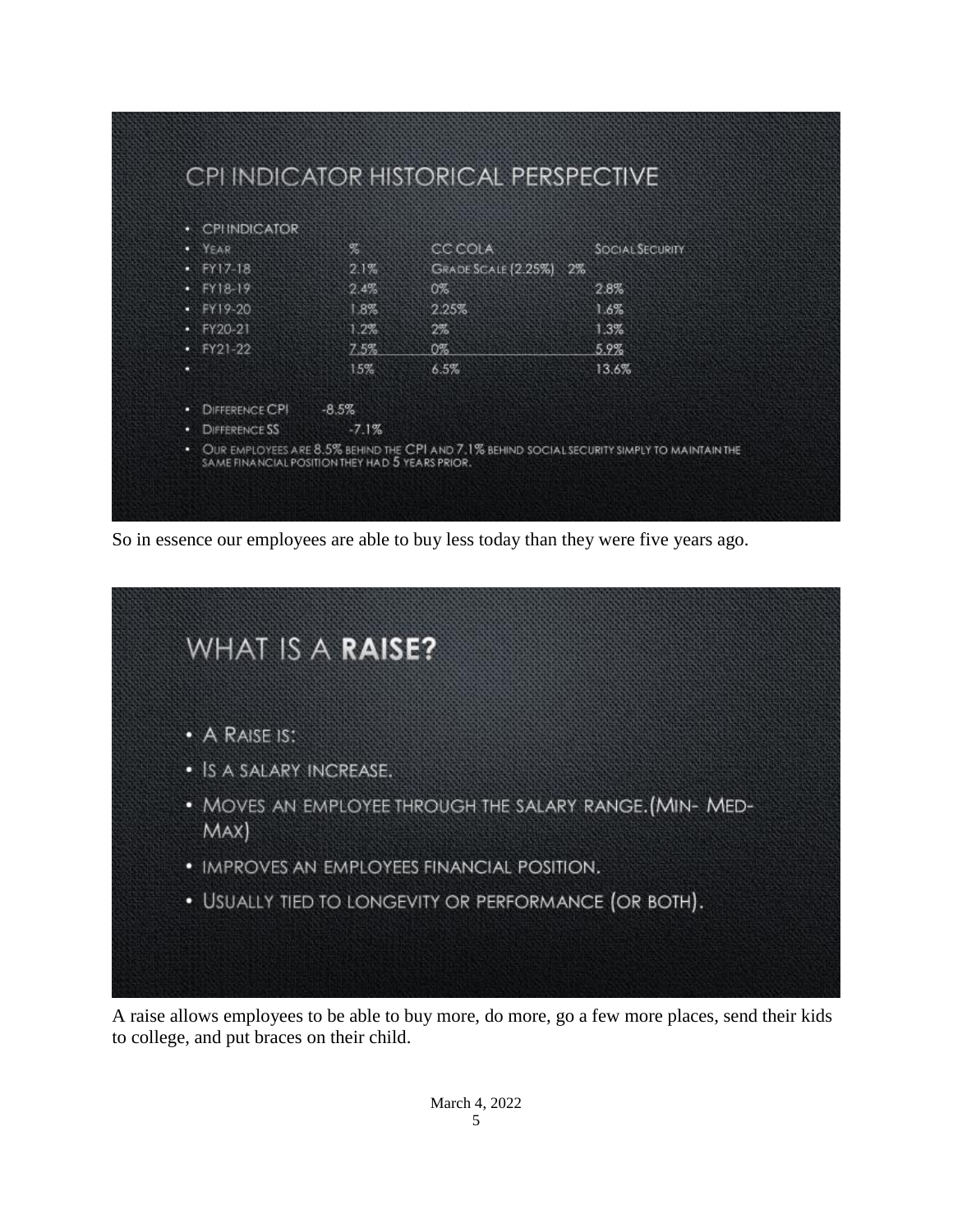## CPI INDICATOR HISTORICAL PERSPECTIVE

- CPI INDICATOR

| YEAR | % | CC COLA | SOCIAL SECURITY |
|---|---|---|---|
| FY17-18 | 2.1% | GRADE SCALE (2.25%) 2% | |
| FY18-19 | 2.4% | 0% | 2.8% |
| FY19-20 | 1.8% | 2.25% | 1.6% |
| FY20-21 | 1.2% | 2% | 1.3% |
| FY21-22 | 7.5% | 0% | 5.9% |
| | 15% | 6.5% | 13.6% |

- DIFFERENCE CPI -8.5%
- DIFFERENCE SS -7.1%
- OUR EMPLOYEES ARE 8.5% BEHIND THE CPI AND 7.1% BEHIND SOCIAL SECURITY SIMPLY TO MAINTAIN THE SAME FINANCIAL POSITION THEY HAD 5 YEARS PRIOR.

So in essence our employees are able to buy less today than they were five years ago.

## WHAT IS A **RAISE?**

- A RAISE IS:
- IS A SALARY INCREASE.
- MOVES AN EMPLOYEE THROUGH THE SALARY RANGE. (MIN- MED- MAX)
- IMPROVES AN EMPLOYEES FINANCIAL POSITION.
- USUALLY TIED TO LONGEVITY OR PERFORMANCE (OR BOTH).

A raise allows employees to be able to buy more, do more, go a few more places, send their kids to college, and put braces on their child.

March 4, 2022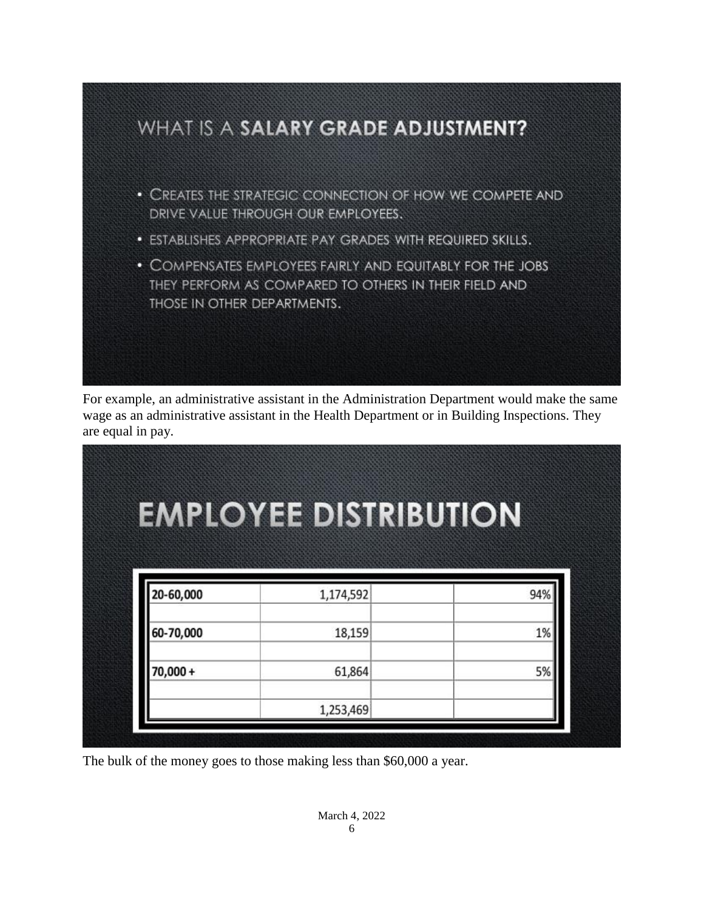## WHAT IS A **SALARY GRADE ADJUSTMENT?**

- CREATES THE STRATEGIC CONNECTION OF HOW WE COMPETE AND DRIVE VALUE THROUGH OUR EMPLOYEES.
- ESTABLISHES APPROPRIATE PAY GRADES WITH REQUIRED SKILLS.
- COMPENSATES EMPLOYEES FAIRLY AND EQUITABLY FOR THE JOBS THEY PERFORM AS COMPARED TO OTHERS IN THEIR FIELD AND THOSE IN OTHER DEPARTMENTS.

For example, an administrative assistant in the Administration Department would make the same wage as an administrative assistant in the Health Department or in Building Inspections. They are equal in pay.

## EMPLOYEE DISTRIBUTION

| | | | |
|---|---|---|---|
| **20-60,000** | 1,174,592 | | 94% |
| | | | |
| **60-70,000** | 18,159 | | 1% |
| | | | |
| **70,000 +** | 61,864 | | 5% |
| | | | |
| | 1,253,469 | | |

The bulk of the money goes to those making less than $60,000 a year.

March 4, 2022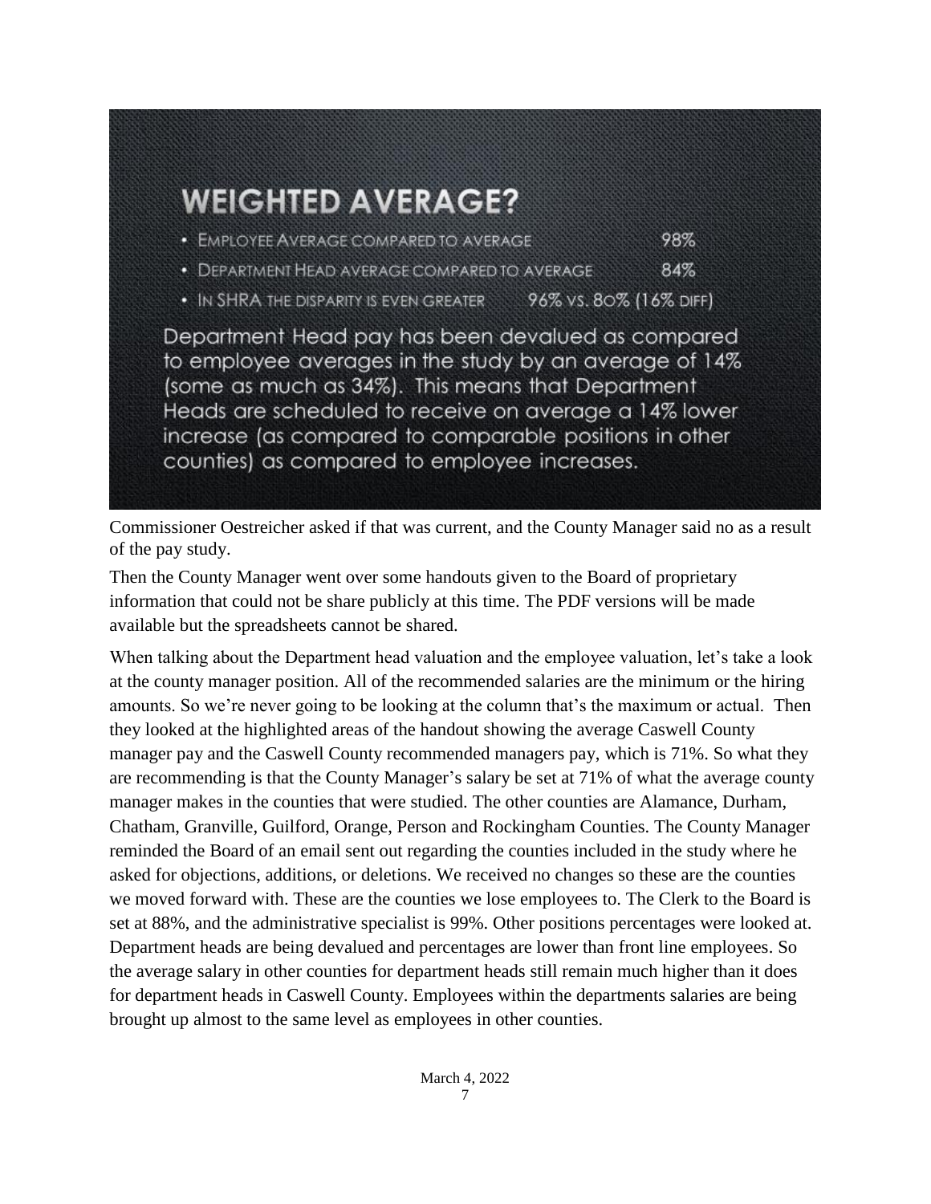## WEIGHTED AVERAGE?

- EMPLOYEE AVERAGE COMPARED TO AVERAGE 98%
- DEPARTMENT HEAD AVERAGE COMPARED TO AVERAGE 84%
- IN SHRA THE DISPARITY IS EVEN GREATER 96% VS. 80% (16% DIFF)

Department Head pay has been devalued as compared to employee averages in the study by an average of 14% (some as much as 34%). This means that Department Heads are scheduled to receive on average a 14% lower increase (as compared to comparable positions in other counties) as compared to employee increases.

Commissioner Oestreicher asked if that was current, and the County Manager said no as a result of the pay study.

Then the County Manager went over some handouts given to the Board of proprietary information that could not be share publicly at this time. The PDF versions will be made available but the spreadsheets cannot be shared.

When talking about the Department head valuation and the employee valuation, let's take a look at the county manager position. All of the recommended salaries are the minimum or the hiring amounts. So we're never going to be looking at the column that's the maximum or actual. Then they looked at the highlighted areas of the handout showing the average Caswell County manager pay and the Caswell County recommended managers pay, which is 71%. So what they are recommending is that the County Manager's salary be set at 71% of what the average county manager makes in the counties that were studied. The other counties are Alamance, Durham, Chatham, Granville, Guilford, Orange, Person and Rockingham Counties. The County Manager reminded the Board of an email sent out regarding the counties included in the study where he asked for objections, additions, or deletions. We received no changes so these are the counties we moved forward with. These are the counties we lose employees to. The Clerk to the Board is set at 88%, and the administrative specialist is 99%. Other positions percentages were looked at. Department heads are being devalued and percentages are lower than front line employees. So the average salary in other counties for department heads still remain much higher than it does for department heads in Caswell County. Employees within the departments salaries are being brought up almost to the same level as employees in other counties.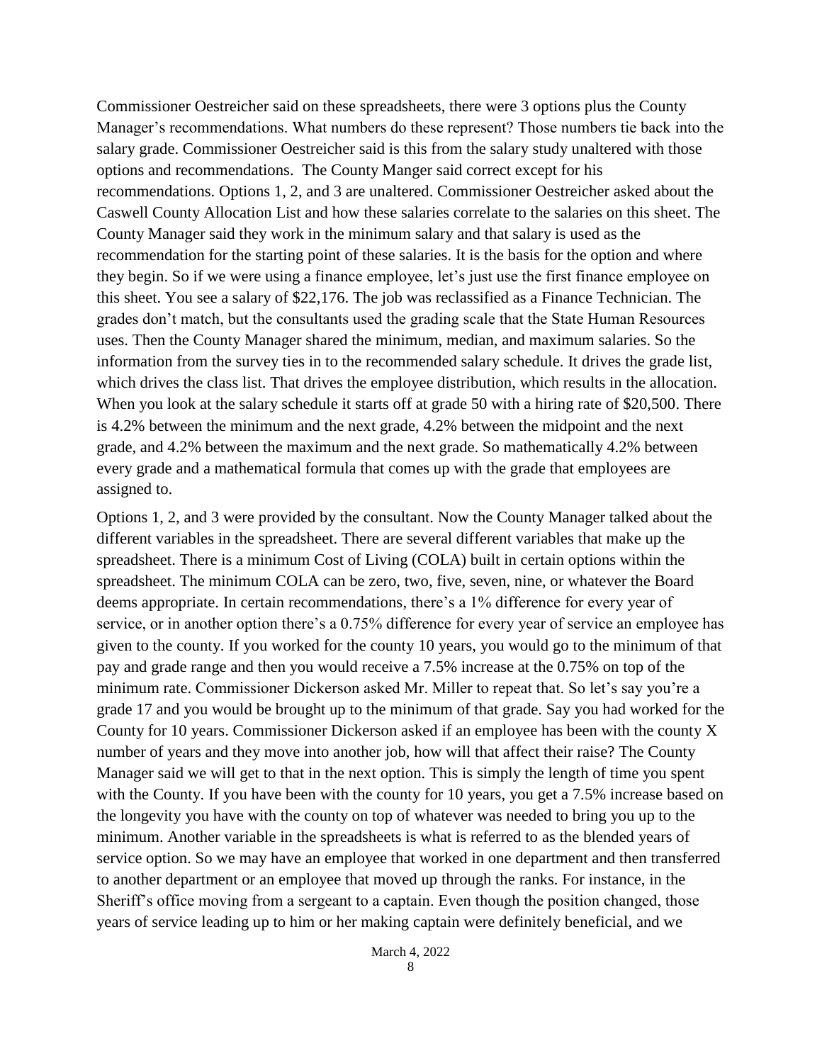Commissioner Oestreicher said on these spreadsheets, there were 3 options plus the County Manager's recommendations. What numbers do these represent? Those numbers tie back into the salary grade. Commissioner Oestreicher said is this from the salary study unaltered with those options and recommendations. The County Manger said correct except for his recommendations. Options 1, 2, and 3 are unaltered. Commissioner Oestreicher asked about the Caswell County Allocation List and how these salaries correlate to the salaries on this sheet. The County Manager said they work in the minimum salary and that salary is used as the recommendation for the starting point of these salaries. It is the basis for the option and where they begin. So if we were using a finance employee, let's just use the first finance employee on this sheet. You see a salary of $22,176. The job was reclassified as a Finance Technician. The grades don't match, but the consultants used the grading scale that the State Human Resources uses. Then the County Manager shared the minimum, median, and maximum salaries. So the information from the survey ties in to the recommended salary schedule. It drives the grade list, which drives the class list. That drives the employee distribution, which results in the allocation. When you look at the salary schedule it starts off at grade 50 with a hiring rate of $20,500. There is 4.2% between the minimum and the next grade, 4.2% between the midpoint and the next grade, and 4.2% between the maximum and the next grade. So mathematically 4.2% between every grade and a mathematical formula that comes up with the grade that employees are assigned to.

Options 1, 2, and 3 were provided by the consultant. Now the County Manager talked about the different variables in the spreadsheet. There are several different variables that make up the spreadsheet. There is a minimum Cost of Living (COLA) built in certain options within the spreadsheet. The minimum COLA can be zero, two, five, seven, nine, or whatever the Board deems appropriate. In certain recommendations, there's a 1% difference for every year of service, or in another option there's a 0.75% difference for every year of service an employee has given to the county. If you worked for the county 10 years, you would go to the minimum of that pay and grade range and then you would receive a 7.5% increase at the 0.75% on top of the minimum rate. Commissioner Dickerson asked Mr. Miller to repeat that. So let's say you're a grade 17 and you would be brought up to the minimum of that grade. Say you had worked for the County for 10 years. Commissioner Dickerson asked if an employee has been with the county X number of years and they move into another job, how will that affect their raise? The County Manager said we will get to that in the next option. This is simply the length of time you spent with the County. If you have been with the county for 10 years, you get a 7.5% increase based on the longevity you have with the county on top of whatever was needed to bring you up to the minimum. Another variable in the spreadsheets is what is referred to as the blended years of service option. So we may have an employee that worked in one department and then transferred to another department or an employee that moved up through the ranks. For instance, in the Sheriff's office moving from a sergeant to a captain. Even though the position changed, those years of service leading up to him or her making captain were definitely beneficial, and we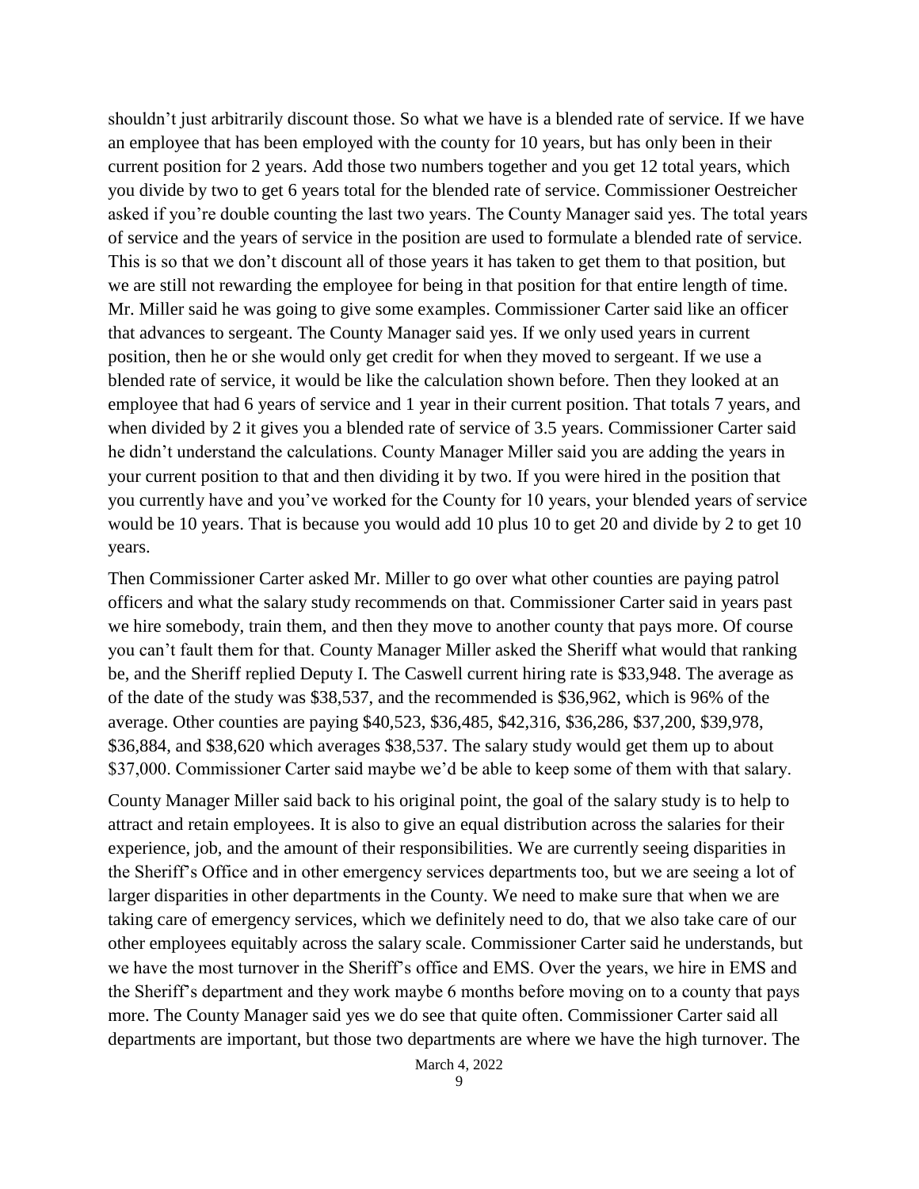shouldn't just arbitrarily discount those. So what we have is a blended rate of service. If we have an employee that has been employed with the county for 10 years, but has only been in their current position for 2 years. Add those two numbers together and you get 12 total years, which you divide by two to get 6 years total for the blended rate of service. Commissioner Oestreicher asked if you're double counting the last two years. The County Manager said yes. The total years of service and the years of service in the position are used to formulate a blended rate of service. This is so that we don't discount all of those years it has taken to get them to that position, but we are still not rewarding the employee for being in that position for that entire length of time. Mr. Miller said he was going to give some examples. Commissioner Carter said like an officer that advances to sergeant. The County Manager said yes. If we only used years in current position, then he or she would only get credit for when they moved to sergeant. If we use a blended rate of service, it would be like the calculation shown before. Then they looked at an employee that had 6 years of service and 1 year in their current position. That totals 7 years, and when divided by 2 it gives you a blended rate of service of 3.5 years. Commissioner Carter said he didn't understand the calculations. County Manager Miller said you are adding the years in your current position to that and then dividing it by two. If you were hired in the position that you currently have and you've worked for the County for 10 years, your blended years of service would be 10 years. That is because you would add 10 plus 10 to get 20 and divide by 2 to get 10 years.

Then Commissioner Carter asked Mr. Miller to go over what other counties are paying patrol officers and what the salary study recommends on that. Commissioner Carter said in years past we hire somebody, train them, and then they move to another county that pays more. Of course you can't fault them for that. County Manager Miller asked the Sheriff what would that ranking be, and the Sheriff replied Deputy I. The Caswell current hiring rate is $33,948. The average as of the date of the study was $38,537, and the recommended is $36,962, which is 96% of the average. Other counties are paying $40,523, $36,485, $42,316, $36,286, $37,200, $39,978, $36,884, and $38,620 which averages $38,537. The salary study would get them up to about $37,000. Commissioner Carter said maybe we'd be able to keep some of them with that salary.

County Manager Miller said back to his original point, the goal of the salary study is to help to attract and retain employees. It is also to give an equal distribution across the salaries for their experience, job, and the amount of their responsibilities. We are currently seeing disparities in the Sheriff's Office and in other emergency services departments too, but we are seeing a lot of larger disparities in other departments in the County. We need to make sure that when we are taking care of emergency services, which we definitely need to do, that we also take care of our other employees equitably across the salary scale. Commissioner Carter said he understands, but we have the most turnover in the Sheriff's office and EMS. Over the years, we hire in EMS and the Sheriff's department and they work maybe 6 months before moving on to a county that pays more. The County Manager said yes we do see that quite often. Commissioner Carter said all departments are important, but those two departments are where we have the high turnover. The

March 4, 2022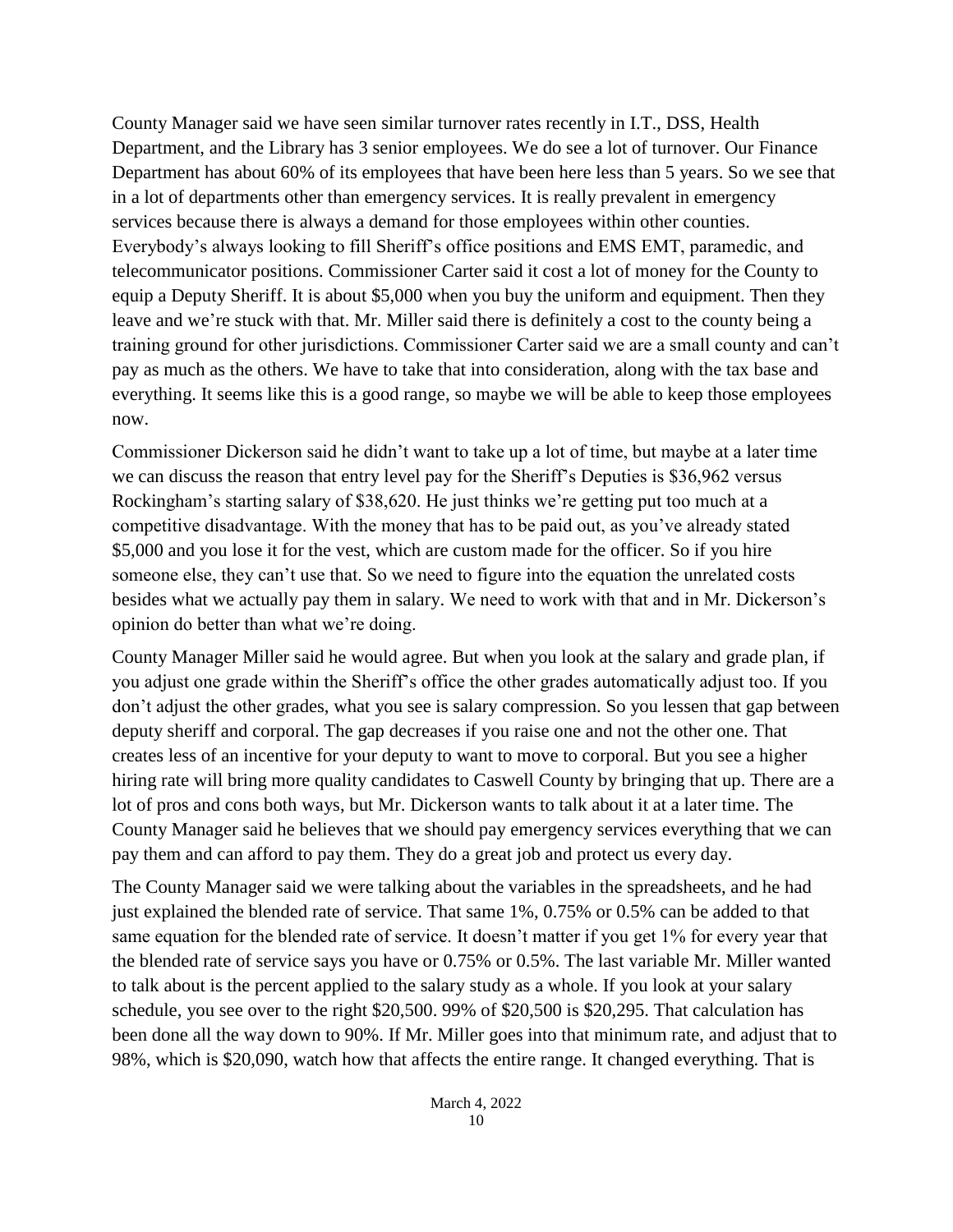County Manager said we have seen similar turnover rates recently in I.T., DSS, Health Department, and the Library has 3 senior employees. We do see a lot of turnover. Our Finance Department has about 60% of its employees that have been here less than 5 years. So we see that in a lot of departments other than emergency services. It is really prevalent in emergency services because there is always a demand for those employees within other counties. Everybody's always looking to fill Sheriff's office positions and EMS EMT, paramedic, and telecommunicator positions. Commissioner Carter said it cost a lot of money for the County to equip a Deputy Sheriff. It is about $5,000 when you buy the uniform and equipment. Then they leave and we're stuck with that. Mr. Miller said there is definitely a cost to the county being a training ground for other jurisdictions. Commissioner Carter said we are a small county and can't pay as much as the others. We have to take that into consideration, along with the tax base and everything. It seems like this is a good range, so maybe we will be able to keep those employees now.

Commissioner Dickerson said he didn't want to take up a lot of time, but maybe at a later time we can discuss the reason that entry level pay for the Sheriff's Deputies is $36,962 versus Rockingham's starting salary of $38,620. He just thinks we're getting put too much at a competitive disadvantage. With the money that has to be paid out, as you've already stated $5,000 and you lose it for the vest, which are custom made for the officer. So if you hire someone else, they can't use that. So we need to figure into the equation the unrelated costs besides what we actually pay them in salary. We need to work with that and in Mr. Dickerson's opinion do better than what we're doing.

County Manager Miller said he would agree. But when you look at the salary and grade plan, if you adjust one grade within the Sheriff's office the other grades automatically adjust too. If you don't adjust the other grades, what you see is salary compression. So you lessen that gap between deputy sheriff and corporal. The gap decreases if you raise one and not the other one. That creates less of an incentive for your deputy to want to move to corporal. But you see a higher hiring rate will bring more quality candidates to Caswell County by bringing that up. There are a lot of pros and cons both ways, but Mr. Dickerson wants to talk about it at a later time. The County Manager said he believes that we should pay emergency services everything that we can pay them and can afford to pay them. They do a great job and protect us every day.

The County Manager said we were talking about the variables in the spreadsheets, and he had just explained the blended rate of service. That same 1%, 0.75% or 0.5% can be added to that same equation for the blended rate of service. It doesn't matter if you get 1% for every year that the blended rate of service says you have or 0.75% or 0.5%. The last variable Mr. Miller wanted to talk about is the percent applied to the salary study as a whole. If you look at your salary schedule, you see over to the right $20,500. 99% of $20,500 is $20,295. That calculation has been done all the way down to 90%. If Mr. Miller goes into that minimum rate, and adjust that to 98%, which is $20,090, watch how that affects the entire range. It changed everything. That is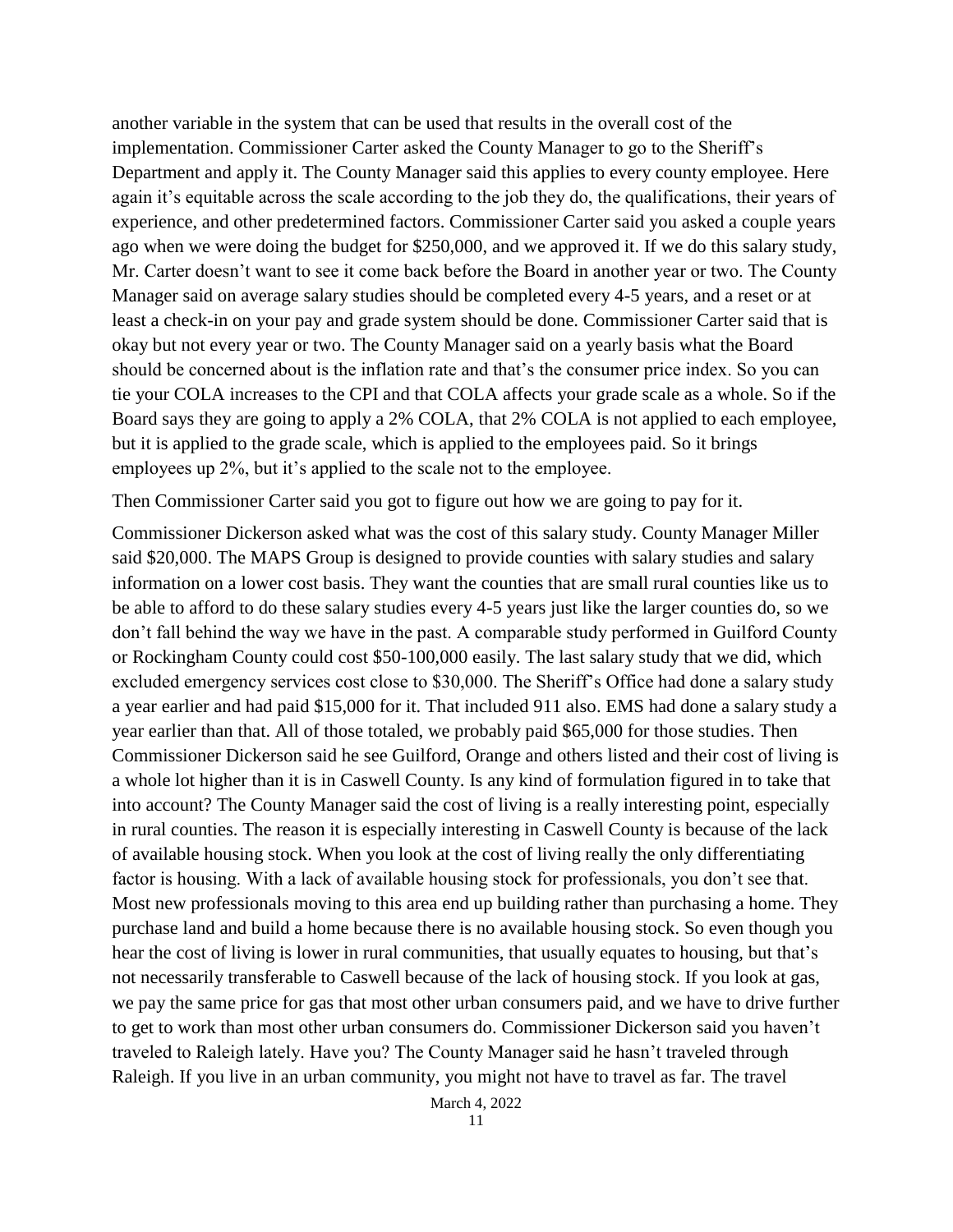another variable in the system that can be used that results in the overall cost of the implementation. Commissioner Carter asked the County Manager to go to the Sheriff's Department and apply it. The County Manager said this applies to every county employee. Here again it's equitable across the scale according to the job they do, the qualifications, their years of experience, and other predetermined factors. Commissioner Carter said you asked a couple years ago when we were doing the budget for $250,000, and we approved it. If we do this salary study, Mr. Carter doesn't want to see it come back before the Board in another year or two. The County Manager said on average salary studies should be completed every 4-5 years, and a reset or at least a check-in on your pay and grade system should be done. Commissioner Carter said that is okay but not every year or two. The County Manager said on a yearly basis what the Board should be concerned about is the inflation rate and that's the consumer price index. So you can tie your COLA increases to the CPI and that COLA affects your grade scale as a whole. So if the Board says they are going to apply a 2% COLA, that 2% COLA is not applied to each employee, but it is applied to the grade scale, which is applied to the employees paid. So it brings employees up 2%, but it's applied to the scale not to the employee.

Then Commissioner Carter said you got to figure out how we are going to pay for it.

Commissioner Dickerson asked what was the cost of this salary study. County Manager Miller said $20,000. The MAPS Group is designed to provide counties with salary studies and salary information on a lower cost basis. They want the counties that are small rural counties like us to be able to afford to do these salary studies every 4-5 years just like the larger counties do, so we don't fall behind the way we have in the past. A comparable study performed in Guilford County or Rockingham County could cost $50-100,000 easily. The last salary study that we did, which excluded emergency services cost close to $30,000. The Sheriff's Office had done a salary study a year earlier and had paid $15,000 for it. That included 911 also. EMS had done a salary study a year earlier than that. All of those totaled, we probably paid $65,000 for those studies. Then Commissioner Dickerson said he see Guilford, Orange and others listed and their cost of living is a whole lot higher than it is in Caswell County. Is any kind of formulation figured in to take that into account? The County Manager said the cost of living is a really interesting point, especially in rural counties. The reason it is especially interesting in Caswell County is because of the lack of available housing stock. When you look at the cost of living really the only differentiating factor is housing. With a lack of available housing stock for professionals, you don't see that. Most new professionals moving to this area end up building rather than purchasing a home. They purchase land and build a home because there is no available housing stock. So even though you hear the cost of living is lower in rural communities, that usually equates to housing, but that's not necessarily transferable to Caswell because of the lack of housing stock. If you look at gas, we pay the same price for gas that most other urban consumers paid, and we have to drive further to get to work than most other urban consumers do. Commissioner Dickerson said you haven't traveled to Raleigh lately. Have you? The County Manager said he hasn't traveled through Raleigh. If you live in an urban community, you might not have to travel as far. The travel

March 4, 2022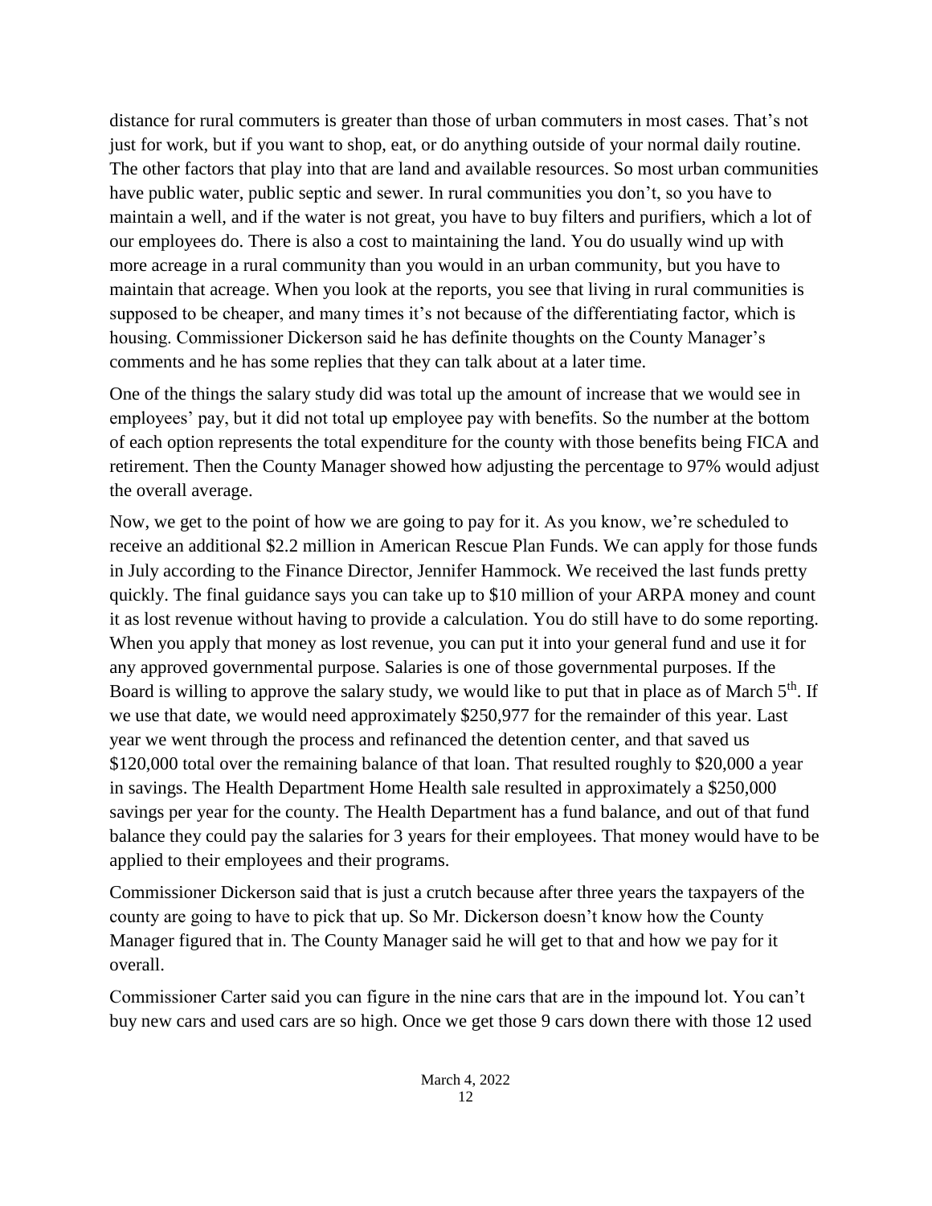distance for rural commuters is greater than those of urban commuters in most cases. That's not just for work, but if you want to shop, eat, or do anything outside of your normal daily routine. The other factors that play into that are land and available resources. So most urban communities have public water, public septic and sewer. In rural communities you don't, so you have to maintain a well, and if the water is not great, you have to buy filters and purifiers, which a lot of our employees do. There is also a cost to maintaining the land. You do usually wind up with more acreage in a rural community than you would in an urban community, but you have to maintain that acreage. When you look at the reports, you see that living in rural communities is supposed to be cheaper, and many times it's not because of the differentiating factor, which is housing. Commissioner Dickerson said he has definite thoughts on the County Manager's comments and he has some replies that they can talk about at a later time.

One of the things the salary study did was total up the amount of increase that we would see in employees' pay, but it did not total up employee pay with benefits. So the number at the bottom of each option represents the total expenditure for the county with those benefits being FICA and retirement. Then the County Manager showed how adjusting the percentage to 97% would adjust the overall average.

Now, we get to the point of how we are going to pay for it. As you know, we're scheduled to receive an additional $2.2 million in American Rescue Plan Funds. We can apply for those funds in July according to the Finance Director, Jennifer Hammock. We received the last funds pretty quickly. The final guidance says you can take up to $10 million of your ARPA money and count it as lost revenue without having to provide a calculation. You do still have to do some reporting. When you apply that money as lost revenue, you can put it into your general fund and use it for any approved governmental purpose. Salaries is one of those governmental purposes. If the Board is willing to approve the salary study, we would like to put that in place as of March 5th. If we use that date, we would need approximately $250,977 for the remainder of this year. Last year we went through the process and refinanced the detention center, and that saved us $120,000 total over the remaining balance of that loan. That resulted roughly to $20,000 a year in savings. The Health Department Home Health sale resulted in approximately a $250,000 savings per year for the county. The Health Department has a fund balance, and out of that fund balance they could pay the salaries for 3 years for their employees. That money would have to be applied to their employees and their programs.

Commissioner Dickerson said that is just a crutch because after three years the taxpayers of the county are going to have to pick that up. So Mr. Dickerson doesn't know how the County Manager figured that in. The County Manager said he will get to that and how we pay for it overall.

Commissioner Carter said you can figure in the nine cars that are in the impound lot. You can't buy new cars and used cars are so high. Once we get those 9 cars down there with those 12 used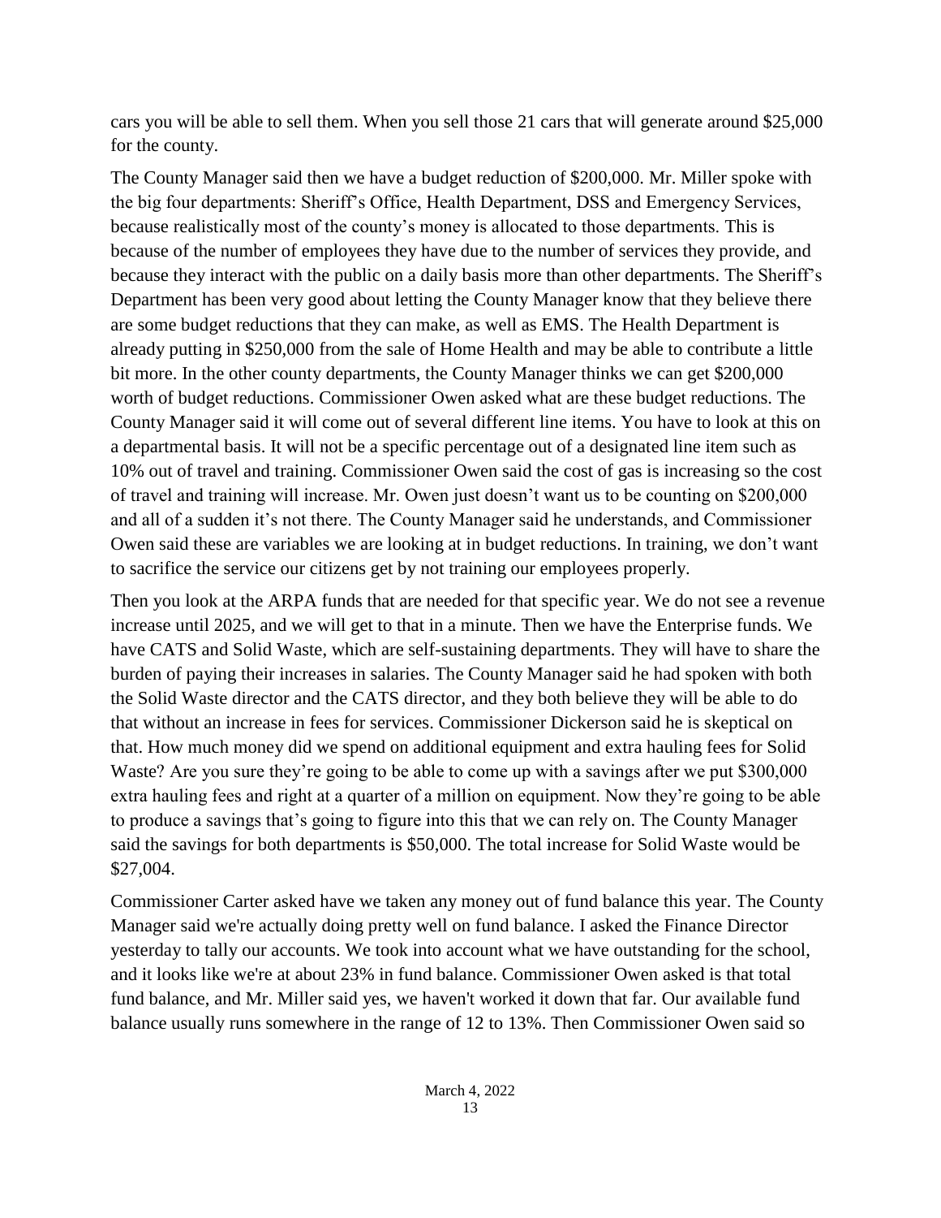cars you will be able to sell them. When you sell those 21 cars that will generate around $25,000 for the county.

The County Manager said then we have a budget reduction of $200,000. Mr. Miller spoke with the big four departments: Sheriff's Office, Health Department, DSS and Emergency Services, because realistically most of the county's money is allocated to those departments. This is because of the number of employees they have due to the number of services they provide, and because they interact with the public on a daily basis more than other departments. The Sheriff's Department has been very good about letting the County Manager know that they believe there are some budget reductions that they can make, as well as EMS. The Health Department is already putting in $250,000 from the sale of Home Health and may be able to contribute a little bit more. In the other county departments, the County Manager thinks we can get $200,000 worth of budget reductions. Commissioner Owen asked what are these budget reductions. The County Manager said it will come out of several different line items. You have to look at this on a departmental basis. It will not be a specific percentage out of a designated line item such as 10% out of travel and training. Commissioner Owen said the cost of gas is increasing so the cost of travel and training will increase. Mr. Owen just doesn't want us to be counting on $200,000 and all of a sudden it's not there. The County Manager said he understands, and Commissioner Owen said these are variables we are looking at in budget reductions. In training, we don't want to sacrifice the service our citizens get by not training our employees properly.

Then you look at the ARPA funds that are needed for that specific year. We do not see a revenue increase until 2025, and we will get to that in a minute. Then we have the Enterprise funds. We have CATS and Solid Waste, which are self-sustaining departments. They will have to share the burden of paying their increases in salaries. The County Manager said he had spoken with both the Solid Waste director and the CATS director, and they both believe they will be able to do that without an increase in fees for services. Commissioner Dickerson said he is skeptical on that. How much money did we spend on additional equipment and extra hauling fees for Solid Waste? Are you sure they're going to be able to come up with a savings after we put $300,000 extra hauling fees and right at a quarter of a million on equipment. Now they're going to be able to produce a savings that's going to figure into this that we can rely on. The County Manager said the savings for both departments is $50,000. The total increase for Solid Waste would be $27,004.

Commissioner Carter asked have we taken any money out of fund balance this year. The County Manager said we're actually doing pretty well on fund balance. I asked the Finance Director yesterday to tally our accounts. We took into account what we have outstanding for the school, and it looks like we're at about 23% in fund balance. Commissioner Owen asked is that total fund balance, and Mr. Miller said yes, we haven't worked it down that far. Our available fund balance usually runs somewhere in the range of 12 to 13%. Then Commissioner Owen said so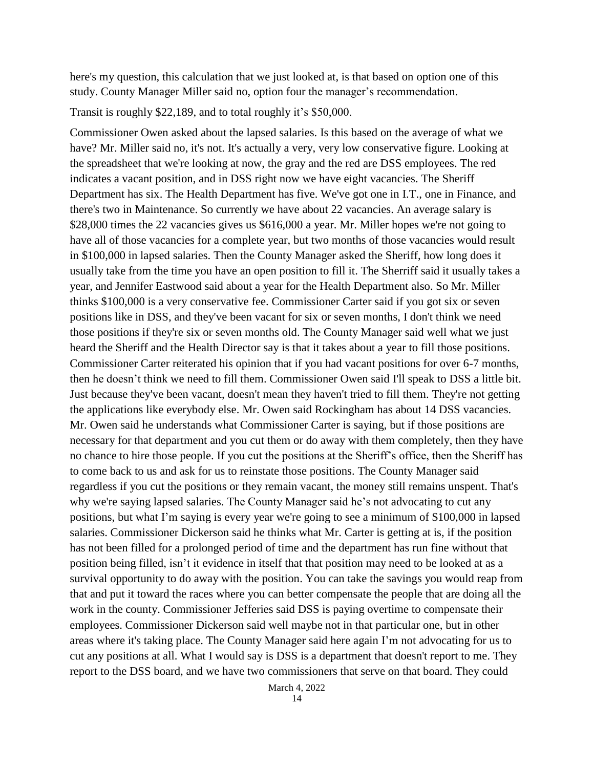here's my question, this calculation that we just looked at, is that based on option one of this study. County Manager Miller said no, option four the manager's recommendation.

Transit is roughly $22,189, and to total roughly it's $50,000.

Commissioner Owen asked about the lapsed salaries. Is this based on the average of what we have? Mr. Miller said no, it's not. It's actually a very, very low conservative figure. Looking at the spreadsheet that we're looking at now, the gray and the red are DSS employees. The red indicates a vacant position, and in DSS right now we have eight vacancies. The Sheriff Department has six. The Health Department has five. We've got one in I.T., one in Finance, and there's two in Maintenance. So currently we have about 22 vacancies. An average salary is $28,000 times the 22 vacancies gives us $616,000 a year. Mr. Miller hopes we're not going to have all of those vacancies for a complete year, but two months of those vacancies would result in $100,000 in lapsed salaries. Then the County Manager asked the Sheriff, how long does it usually take from the time you have an open position to fill it. The Sherriff said it usually takes a year, and Jennifer Eastwood said about a year for the Health Department also. So Mr. Miller thinks $100,000 is a very conservative fee. Commissioner Carter said if you got six or seven positions like in DSS, and they've been vacant for six or seven months, I don't think we need those positions if they're six or seven months old. The County Manager said well what we just heard the Sheriff and the Health Director say is that it takes about a year to fill those positions. Commissioner Carter reiterated his opinion that if you had vacant positions for over 6-7 months, then he doesn't think we need to fill them. Commissioner Owen said I'll speak to DSS a little bit. Just because they've been vacant, doesn't mean they haven't tried to fill them. They're not getting the applications like everybody else. Mr. Owen said Rockingham has about 14 DSS vacancies. Mr. Owen said he understands what Commissioner Carter is saying, but if those positions are necessary for that department and you cut them or do away with them completely, then they have no chance to hire those people. If you cut the positions at the Sheriff's office, then the Sheriff has to come back to us and ask for us to reinstate those positions. The County Manager said regardless if you cut the positions or they remain vacant, the money still remains unspent. That's why we're saying lapsed salaries. The County Manager said he's not advocating to cut any positions, but what I'm saying is every year we're going to see a minimum of $100,000 in lapsed salaries. Commissioner Dickerson said he thinks what Mr. Carter is getting at is, if the position has not been filled for a prolonged period of time and the department has run fine without that position being filled, isn't it evidence in itself that that position may need to be looked at as a survival opportunity to do away with the position. You can take the savings you would reap from that and put it toward the races where you can better compensate the people that are doing all the work in the county. Commissioner Jefferies said DSS is paying overtime to compensate their employees. Commissioner Dickerson said well maybe not in that particular one, but in other areas where it's taking place. The County Manager said here again I'm not advocating for us to cut any positions at all. What I would say is DSS is a department that doesn't report to me. They report to the DSS board, and we have two commissioners that serve on that board. They could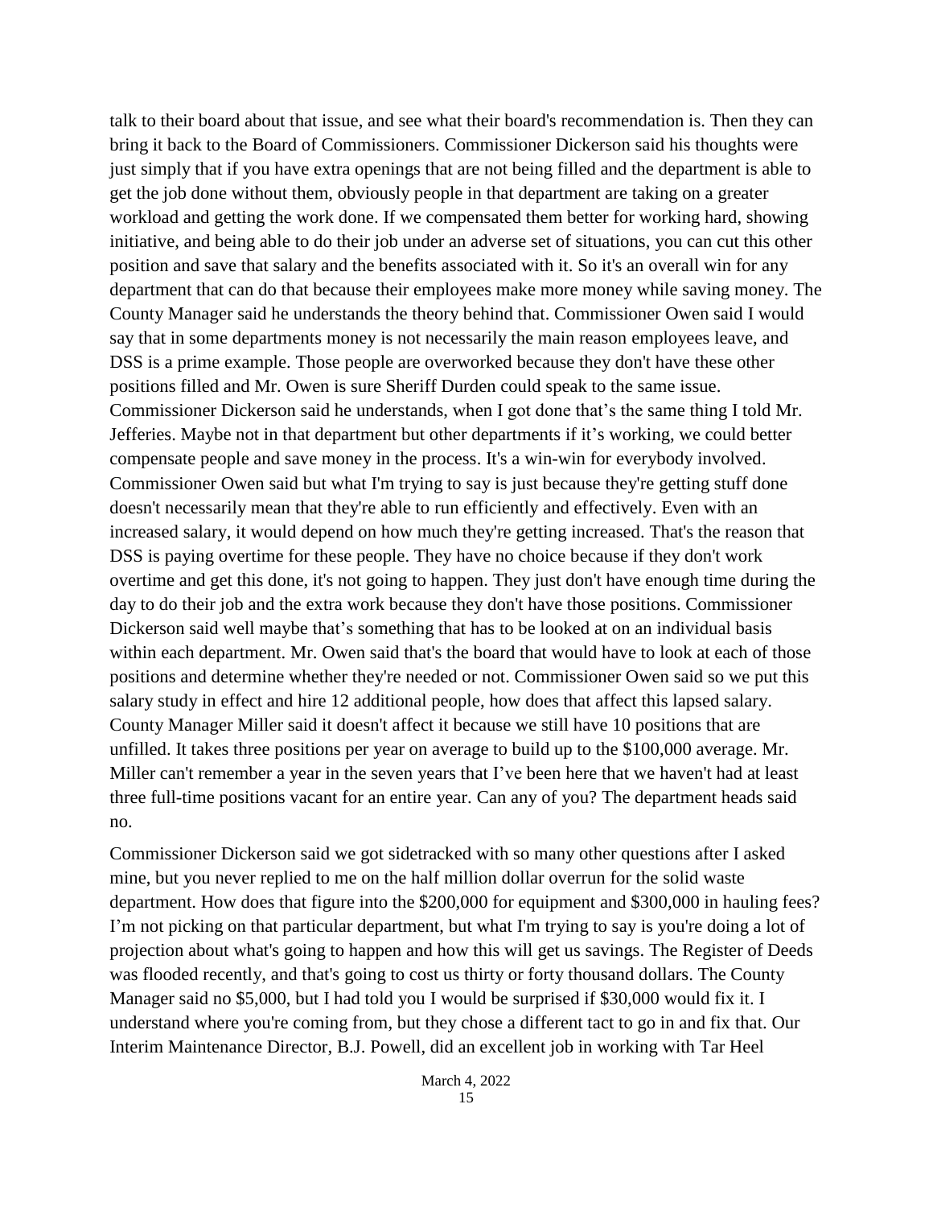talk to their board about that issue, and see what their board's recommendation is. Then they can bring it back to the Board of Commissioners. Commissioner Dickerson said his thoughts were just simply that if you have extra openings that are not being filled and the department is able to get the job done without them, obviously people in that department are taking on a greater workload and getting the work done. If we compensated them better for working hard, showing initiative, and being able to do their job under an adverse set of situations, you can cut this other position and save that salary and the benefits associated with it. So it's an overall win for any department that can do that because their employees make more money while saving money. The County Manager said he understands the theory behind that. Commissioner Owen said I would say that in some departments money is not necessarily the main reason employees leave, and DSS is a prime example. Those people are overworked because they don't have these other positions filled and Mr. Owen is sure Sheriff Durden could speak to the same issue. Commissioner Dickerson said he understands, when I got done that's the same thing I told Mr. Jefferies. Maybe not in that department but other departments if it's working, we could better compensate people and save money in the process. It's a win-win for everybody involved. Commissioner Owen said but what I'm trying to say is just because they're getting stuff done doesn't necessarily mean that they're able to run efficiently and effectively. Even with an increased salary, it would depend on how much they're getting increased. That's the reason that DSS is paying overtime for these people. They have no choice because if they don't work overtime and get this done, it's not going to happen. They just don't have enough time during the day to do their job and the extra work because they don't have those positions. Commissioner Dickerson said well maybe that's something that has to be looked at on an individual basis within each department. Mr. Owen said that's the board that would have to look at each of those positions and determine whether they're needed or not. Commissioner Owen said so we put this salary study in effect and hire 12 additional people, how does that affect this lapsed salary. County Manager Miller said it doesn't affect it because we still have 10 positions that are unfilled. It takes three positions per year on average to build up to the $100,000 average. Mr. Miller can't remember a year in the seven years that I've been here that we haven't had at least three full-time positions vacant for an entire year. Can any of you? The department heads said no.

Commissioner Dickerson said we got sidetracked with so many other questions after I asked mine, but you never replied to me on the half million dollar overrun for the solid waste department. How does that figure into the $200,000 for equipment and $300,000 in hauling fees? I'm not picking on that particular department, but what I'm trying to say is you're doing a lot of projection about what's going to happen and how this will get us savings. The Register of Deeds was flooded recently, and that's going to cost us thirty or forty thousand dollars. The County Manager said no $5,000, but I had told you I would be surprised if $30,000 would fix it. I understand where you're coming from, but they chose a different tact to go in and fix that. Our Interim Maintenance Director, B.J. Powell, did an excellent job in working with Tar Heel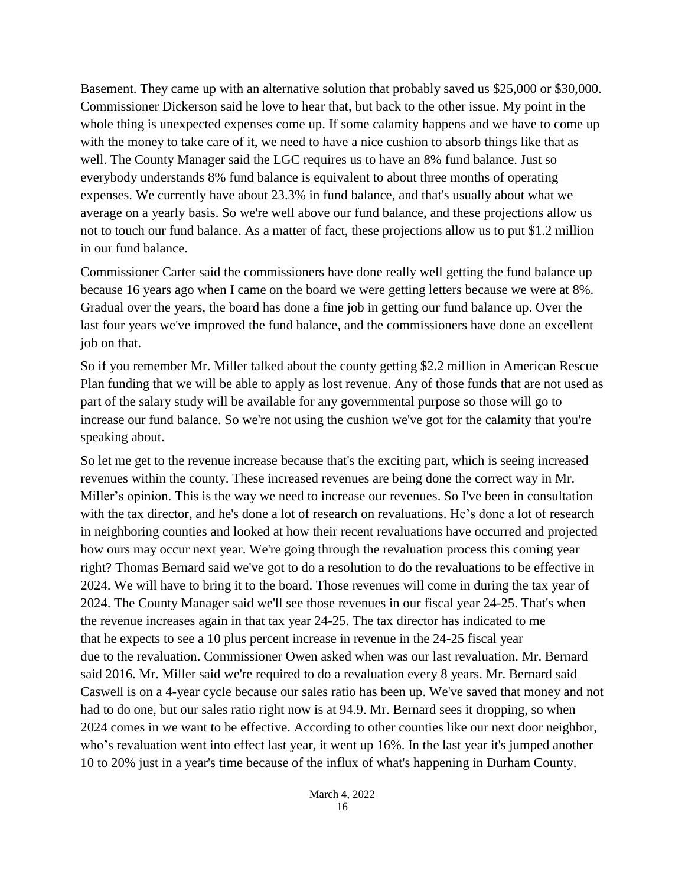Basement. They came up with an alternative solution that probably saved us $25,000 or $30,000. Commissioner Dickerson said he love to hear that, but back to the other issue. My point in the whole thing is unexpected expenses come up. If some calamity happens and we have to come up with the money to take care of it, we need to have a nice cushion to absorb things like that as well. The County Manager said the LGC requires us to have an 8% fund balance. Just so everybody understands 8% fund balance is equivalent to about three months of operating expenses. We currently have about 23.3% in fund balance, and that's usually about what we average on a yearly basis. So we're well above our fund balance, and these projections allow us not to touch our fund balance. As a matter of fact, these projections allow us to put $1.2 million in our fund balance.

Commissioner Carter said the commissioners have done really well getting the fund balance up because 16 years ago when I came on the board we were getting letters because we were at 8%. Gradual over the years, the board has done a fine job in getting our fund balance up. Over the last four years we've improved the fund balance, and the commissioners have done an excellent job on that.

So if you remember Mr. Miller talked about the county getting $2.2 million in American Rescue Plan funding that we will be able to apply as lost revenue. Any of those funds that are not used as part of the salary study will be available for any governmental purpose so those will go to increase our fund balance. So we're not using the cushion we've got for the calamity that you're speaking about.

So let me get to the revenue increase because that's the exciting part, which is seeing increased revenues within the county. These increased revenues are being done the correct way in Mr. Miller's opinion. This is the way we need to increase our revenues. So I've been in consultation with the tax director, and he's done a lot of research on revaluations. He's done a lot of research in neighboring counties and looked at how their recent revaluations have occurred and projected how ours may occur next year. We're going through the revaluation process this coming year right? Thomas Bernard said we've got to do a resolution to do the revaluations to be effective in 2024. We will have to bring it to the board. Those revenues will come in during the tax year of 2024. The County Manager said we'll see those revenues in our fiscal year 24-25. That's when the revenue increases again in that tax year 24-25. The tax director has indicated to me that he expects to see a 10 plus percent increase in revenue in the 24-25 fiscal year due to the revaluation. Commissioner Owen asked when was our last revaluation. Mr. Bernard said 2016. Mr. Miller said we're required to do a revaluation every 8 years. Mr. Bernard said Caswell is on a 4-year cycle because our sales ratio has been up. We've saved that money and not had to do one, but our sales ratio right now is at 94.9. Mr. Bernard sees it dropping, so when 2024 comes in we want to be effective. According to other counties like our next door neighbor, who's revaluation went into effect last year, it went up 16%. In the last year it's jumped another 10 to 20% just in a year's time because of the influx of what's happening in Durham County.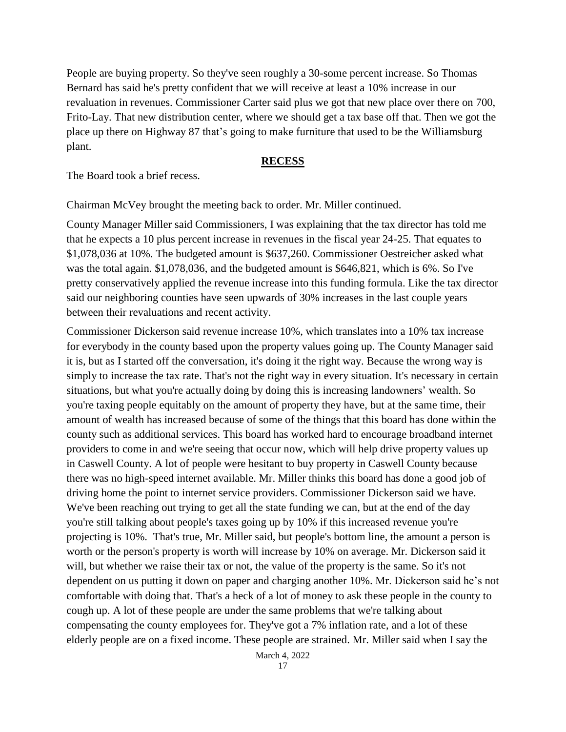People are buying property. So they've seen roughly a 30-some percent increase. So Thomas Bernard has said he's pretty confident that we will receive at least a 10% increase in our revaluation in revenues. Commissioner Carter said plus we got that new place over there on 700, Frito-Lay. That new distribution center, where we should get a tax base off that. Then we got the place up there on Highway 87 that's going to make furniture that used to be the Williamsburg plant.

## RECESS

The Board took a brief recess.

Chairman McVey brought the meeting back to order. Mr. Miller continued.

County Manager Miller said Commissioners, I was explaining that the tax director has told me that he expects a 10 plus percent increase in revenues in the fiscal year 24-25. That equates to $1,078,036 at 10%. The budgeted amount is $637,260. Commissioner Oestreicher asked what was the total again. $1,078,036, and the budgeted amount is $646,821, which is 6%. So I've pretty conservatively applied the revenue increase into this funding formula. Like the tax director said our neighboring counties have seen upwards of 30% increases in the last couple years between their revaluations and recent activity.

Commissioner Dickerson said revenue increase 10%, which translates into a 10% tax increase for everybody in the county based upon the property values going up. The County Manager said it is, but as I started off the conversation, it's doing it the right way. Because the wrong way is simply to increase the tax rate. That's not the right way in every situation. It's necessary in certain situations, but what you're actually doing by doing this is increasing landowners' wealth. So you're taxing people equitably on the amount of property they have, but at the same time, their amount of wealth has increased because of some of the things that this board has done within the county such as additional services. This board has worked hard to encourage broadband internet providers to come in and we're seeing that occur now, which will help drive property values up in Caswell County. A lot of people were hesitant to buy property in Caswell County because there was no high-speed internet available. Mr. Miller thinks this board has done a good job of driving home the point to internet service providers. Commissioner Dickerson said we have. We've been reaching out trying to get all the state funding we can, but at the end of the day you're still talking about people's taxes going up by 10% if this increased revenue you're projecting is 10%. That's true, Mr. Miller said, but people's bottom line, the amount a person is worth or the person's property is worth will increase by 10% on average. Mr. Dickerson said it will, but whether we raise their tax or not, the value of the property is the same. So it's not dependent on us putting it down on paper and charging another 10%. Mr. Dickerson said he's not comfortable with doing that. That's a heck of a lot of money to ask these people in the county to cough up. A lot of these people are under the same problems that we're talking about compensating the county employees for. They've got a 7% inflation rate, and a lot of these elderly people are on a fixed income. These people are strained. Mr. Miller said when I say the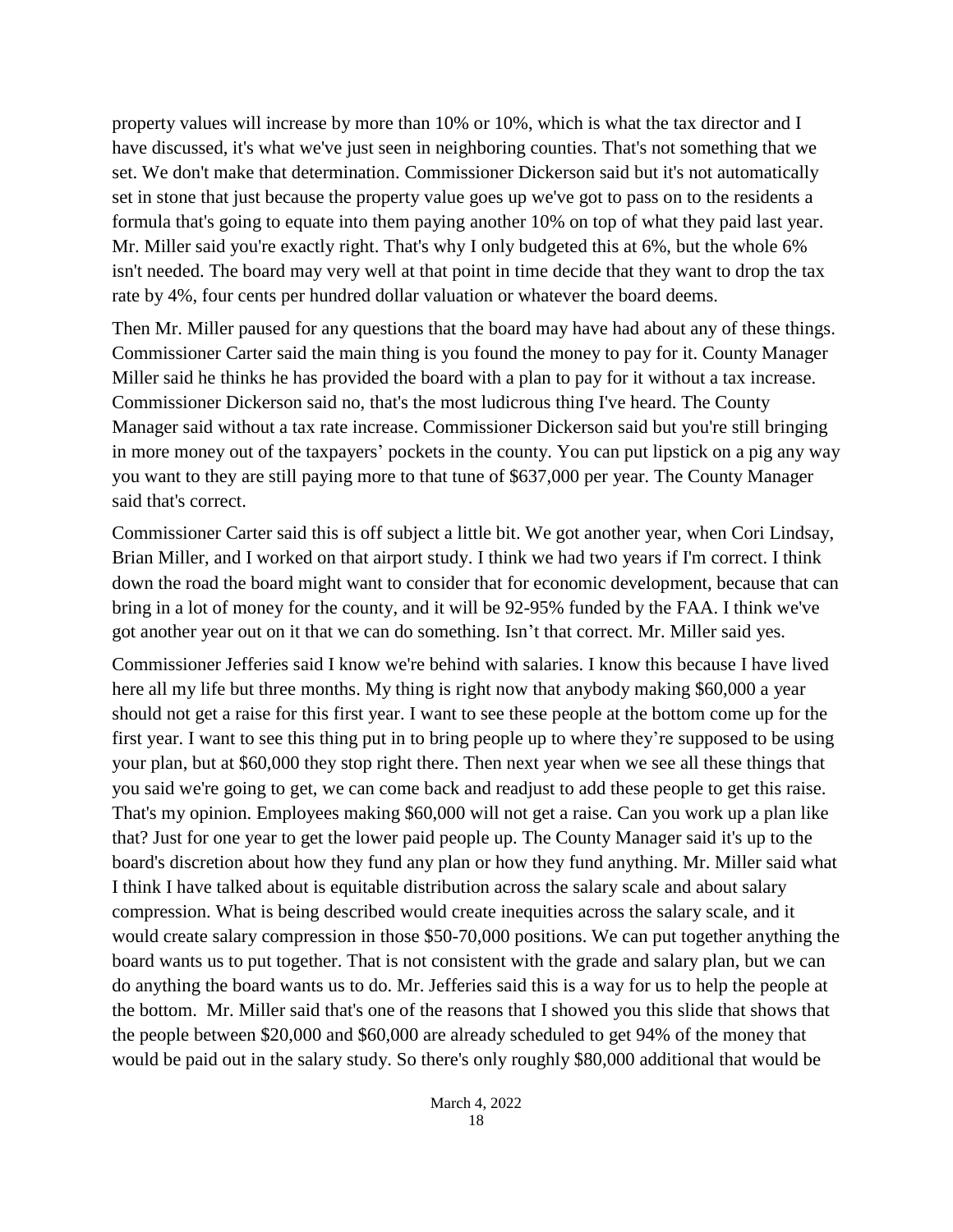property values will increase by more than 10% or 10%, which is what the tax director and I have discussed, it's what we've just seen in neighboring counties. That's not something that we set. We don't make that determination. Commissioner Dickerson said but it's not automatically set in stone that just because the property value goes up we've got to pass on to the residents a formula that's going to equate into them paying another 10% on top of what they paid last year. Mr. Miller said you're exactly right. That's why I only budgeted this at 6%, but the whole 6% isn't needed. The board may very well at that point in time decide that they want to drop the tax rate by 4%, four cents per hundred dollar valuation or whatever the board deems.

Then Mr. Miller paused for any questions that the board may have had about any of these things. Commissioner Carter said the main thing is you found the money to pay for it. County Manager Miller said he thinks he has provided the board with a plan to pay for it without a tax increase. Commissioner Dickerson said no, that's the most ludicrous thing I've heard. The County Manager said without a tax rate increase. Commissioner Dickerson said but you're still bringing in more money out of the taxpayers' pockets in the county. You can put lipstick on a pig any way you want to they are still paying more to that tune of $637,000 per year. The County Manager said that's correct.

Commissioner Carter said this is off subject a little bit. We got another year, when Cori Lindsay, Brian Miller, and I worked on that airport study. I think we had two years if I'm correct. I think down the road the board might want to consider that for economic development, because that can bring in a lot of money for the county, and it will be 92-95% funded by the FAA. I think we've got another year out on it that we can do something. Isn't that correct. Mr. Miller said yes.

Commissioner Jefferies said I know we're behind with salaries. I know this because I have lived here all my life but three months. My thing is right now that anybody making $60,000 a year should not get a raise for this first year. I want to see these people at the bottom come up for the first year. I want to see this thing put in to bring people up to where they're supposed to be using your plan, but at $60,000 they stop right there. Then next year when we see all these things that you said we're going to get, we can come back and readjust to add these people to get this raise. That's my opinion. Employees making $60,000 will not get a raise. Can you work up a plan like that? Just for one year to get the lower paid people up. The County Manager said it's up to the board's discretion about how they fund any plan or how they fund anything. Mr. Miller said what I think I have talked about is equitable distribution across the salary scale and about salary compression. What is being described would create inequities across the salary scale, and it would create salary compression in those $50-70,000 positions. We can put together anything the board wants us to put together. That is not consistent with the grade and salary plan, but we can do anything the board wants us to do. Mr. Jefferies said this is a way for us to help the people at the bottom. Mr. Miller said that's one of the reasons that I showed you this slide that shows that the people between $20,000 and $60,000 are already scheduled to get 94% of the money that would be paid out in the salary study. So there's only roughly $80,000 additional that would be

March 4, 2022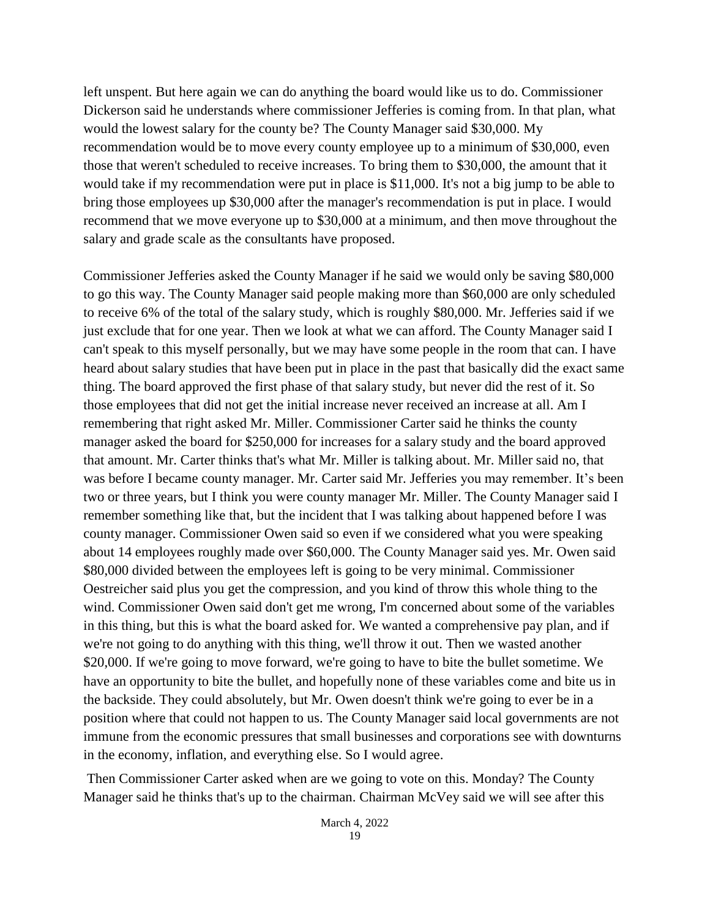left unspent. But here again we can do anything the board would like us to do. Commissioner Dickerson said he understands where commissioner Jefferies is coming from. In that plan, what would the lowest salary for the county be? The County Manager said $30,000. My recommendation would be to move every county employee up to a minimum of $30,000, even those that weren't scheduled to receive increases. To bring them to $30,000, the amount that it would take if my recommendation were put in place is $11,000. It's not a big jump to be able to bring those employees up $30,000 after the manager's recommendation is put in place. I would recommend that we move everyone up to $30,000 at a minimum, and then move throughout the salary and grade scale as the consultants have proposed.

Commissioner Jefferies asked the County Manager if he said we would only be saving $80,000 to go this way. The County Manager said people making more than $60,000 are only scheduled to receive 6% of the total of the salary study, which is roughly $80,000. Mr. Jefferies said if we just exclude that for one year. Then we look at what we can afford. The County Manager said I can't speak to this myself personally, but we may have some people in the room that can. I have heard about salary studies that have been put in place in the past that basically did the exact same thing. The board approved the first phase of that salary study, but never did the rest of it. So those employees that did not get the initial increase never received an increase at all. Am I remembering that right asked Mr. Miller. Commissioner Carter said he thinks the county manager asked the board for $250,000 for increases for a salary study and the board approved that amount. Mr. Carter thinks that's what Mr. Miller is talking about. Mr. Miller said no, that was before I became county manager. Mr. Carter said Mr. Jefferies you may remember. It's been two or three years, but I think you were county manager Mr. Miller. The County Manager said I remember something like that, but the incident that I was talking about happened before I was county manager. Commissioner Owen said so even if we considered what you were speaking about 14 employees roughly made over $60,000. The County Manager said yes. Mr. Owen said $80,000 divided between the employees left is going to be very minimal. Commissioner Oestreicher said plus you get the compression, and you kind of throw this whole thing to the wind. Commissioner Owen said don't get me wrong, I'm concerned about some of the variables in this thing, but this is what the board asked for. We wanted a comprehensive pay plan, and if we're not going to do anything with this thing, we'll throw it out. Then we wasted another $20,000. If we're going to move forward, we're going to have to bite the bullet sometime. We have an opportunity to bite the bullet, and hopefully none of these variables come and bite us in the backside. They could absolutely, but Mr. Owen doesn't think we're going to ever be in a position where that could not happen to us. The County Manager said local governments are not immune from the economic pressures that small businesses and corporations see with downturns in the economy, inflation, and everything else. So I would agree.

Then Commissioner Carter asked when are we going to vote on this. Monday? The County Manager said he thinks that's up to the chairman. Chairman McVey said we will see after this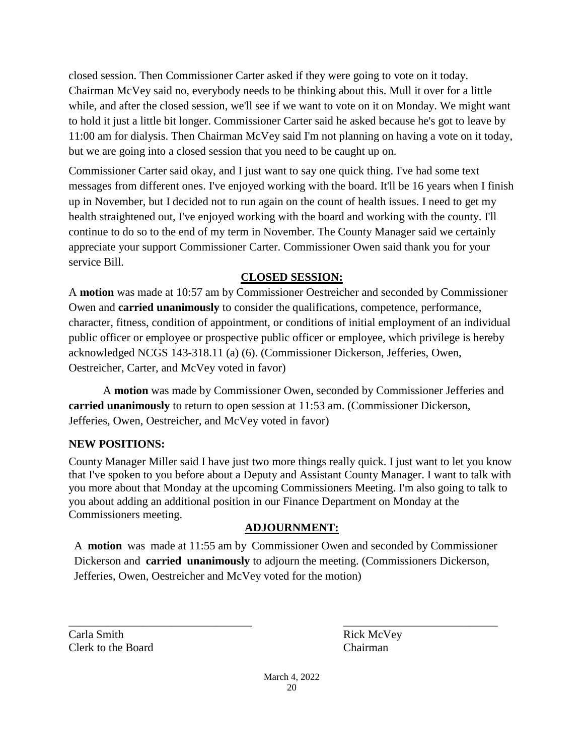closed session. Then Commissioner Carter asked if they were going to vote on it today. Chairman McVey said no, everybody needs to be thinking about this. Mull it over for a little while, and after the closed session, we'll see if we want to vote on it on Monday. We might want to hold it just a little bit longer. Commissioner Carter said he asked because he's got to leave by 11:00 am for dialysis. Then Chairman McVey said I'm not planning on having a vote on it today, but we are going into a closed session that you need to be caught up on.

Commissioner Carter said okay, and I just want to say one quick thing. I've had some text messages from different ones. I've enjoyed working with the board. It'll be 16 years when I finish up in November, but I decided not to run again on the count of health issues. I need to get my health straightened out, I've enjoyed working with the board and working with the county. I'll continue to do so to the end of my term in November. The County Manager said we certainly appreciate your support Commissioner Carter. Commissioner Owen said thank you for your service Bill.

## CLOSED SESSION:

A **motion** was made at 10:57 am by Commissioner Oestreicher and seconded by Commissioner Owen and **carried unanimously** to consider the qualifications, competence, performance, character, fitness, condition of appointment, or conditions of initial employment of an individual public officer or employee or prospective public officer or employee, which privilege is hereby acknowledged NCGS 143-318.11 (a) (6). (Commissioner Dickerson, Jefferies, Owen, Oestreicher, Carter, and McVey voted in favor)

A **motion** was made by Commissioner Owen, seconded by Commissioner Jefferies and **carried unanimously** to return to open session at 11:53 am. (Commissioner Dickerson, Jefferies, Owen, Oestreicher, and McVey voted in favor)

**NEW POSITIONS:**

County Manager Miller said I have just two more things really quick. I just want to let you know that I've spoken to you before about a Deputy and Assistant County Manager. I want to talk with you more about that Monday at the upcoming Commissioners Meeting. I'm also going to talk to you about adding an additional position in our Finance Department on Monday at the Commissioners meeting.

## ADJOURNMENT:

A **motion** was made at 11:55 am by Commissioner Owen and seconded by Commissioner Dickerson and **carried unanimously** to adjourn the meeting. (Commissioners Dickerson, Jefferies, Owen, Oestreicher and McVey voted for the motion)

\_\_\_\_\_\_\_\_\_\_\_\_\_\_\_\_\_\_\_\_\_\_\_\_\_\_\_\_\_\_\_\_
Carla Smith
Clerk to the Board

\_\_\_\_\_\_\_\_\_\_\_\_\_\_\_\_\_\_\_\_\_\_\_\_\_\_\_\_
Rick McVey
Chairman

March 4, 2022